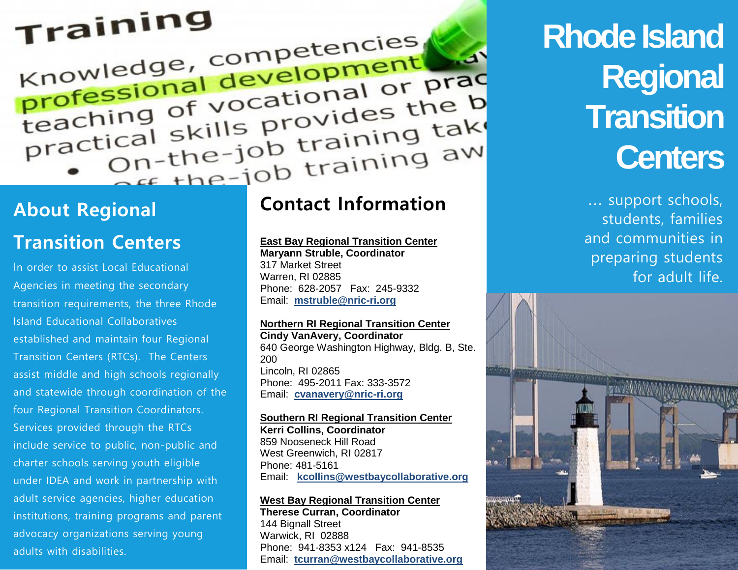# Rhode Island Regional Transition Centers

… support schools, students, families and communities in preparing students for adult life.

## About Regional Transition Centers

In order to assist Local Educational Agencies in meeting the secondary transition requirements, the three Rhode Island Educational Collaboratives established and maintain four Regional Transition Centers (RTCs). The Centers assist middle and high schools regionally and statewide through coordination of the four Regional Transition Coordinators. Services provided through the RTCs include service to public, non-public and charter schools serving youth eligible under IDEA and work in partnership with adult service agencies, higher education institutions, training programs and parent advocacy organizations serving young adults with disabilities.

## Contact Information

**East Bay Regional Transition Center**
**Maryann Struble, Coordinator**
317 Market Street
Warren, RI 02885
Phone: 628-2057 Fax: 245-9332
Email: **mstruble@nric-ri.org**

**Northern RI Regional Transition Center**
**Cindy VanAvery, Coordinator**
640 George Washington Highway, Bldg. B, Ste. 200
Lincoln, RI 02865
Phone: 495-2011 Fax: 333-3572
Email: **cvanavery@nric-ri.org**

**Southern RI Regional Transition Center**
**Kerri Collins, Coordinator**
859 Nooseneck Hill Road
West Greenwich, RI 02817
Phone: 481-5161
Email: **kcollins@westbaycollaborative.org**

**West Bay Regional Transition Center**
**Therese Curran, Coordinator**
144 Bignall Street
Warwick, RI 02888
Phone: 941-8353 x124 Fax: 941-8535
Email: **tcurran@westbaycollaborative.org**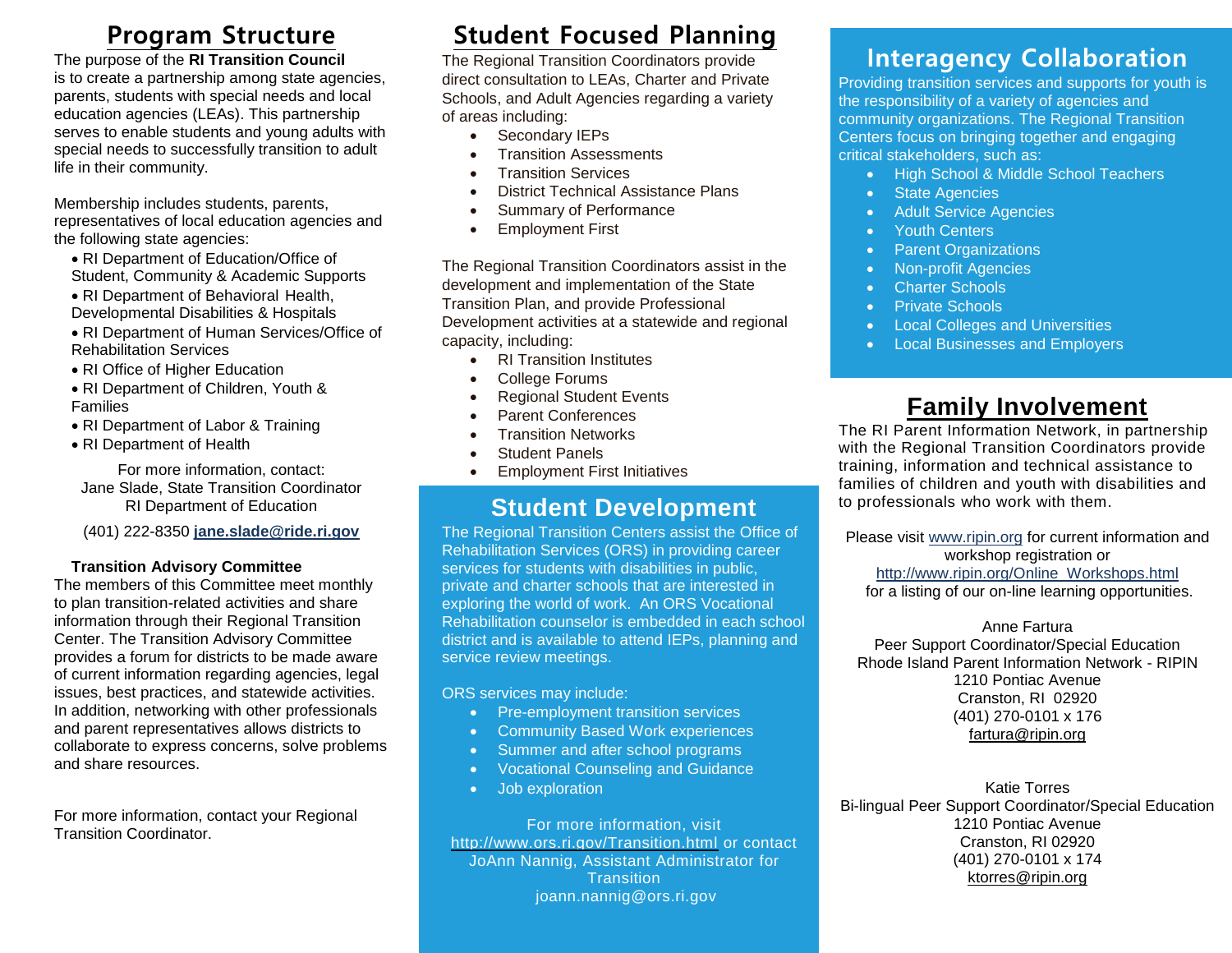## Program Structure

The purpose of the **RI Transition Council** is to create a partnership among state agencies, parents, students with special needs and local education agencies (LEAs). This partnership serves to enable students and young adults with special needs to successfully transition to adult life in their community.

Membership includes students, parents, representatives of local education agencies and the following state agencies:

- RI Department of Education/Office of Student, Community & Academic Supports
- RI Department of Behavioral Health, Developmental Disabilities & Hospitals
- RI Department of Human Services/Office of Rehabilitation Services
- RI Office of Higher Education
- RI Department of Children, Youth & Families
- RI Department of Labor & Training
- RI Department of Health

For more information, contact:
Jane Slade, State Transition Coordinator
RI Department of Education

(401) 222-8350 **jane.slade@ride.ri.gov**

**Transition Advisory Committee**

The members of this Committee meet monthly to plan transition-related activities and share information through their Regional Transition Center. The Transition Advisory Committee provides a forum for districts to be made aware of current information regarding agencies, legal issues, best practices, and statewide activities. In addition, networking with other professionals and parent representatives allows districts to collaborate to express concerns, solve problems and share resources.

For more information, contact your Regional Transition Coordinator.

## Student Focused Planning

The Regional Transition Coordinators provide direct consultation to LEAs, Charter and Private Schools, and Adult Agencies regarding a variety of areas including:

- Secondary IEPs
- Transition Assessments
- Transition Services
- District Technical Assistance Plans
- Summary of Performance
- Employment First

The Regional Transition Coordinators assist in the development and implementation of the State Transition Plan, and provide Professional Development activities at a statewide and regional capacity, including:

- RI Transition Institutes
- College Forums
- Regional Student Events
- Parent Conferences
- Transition Networks
- Student Panels
- Employment First Initiatives

## Student Development

The Regional Transition Centers assist the Office of Rehabilitation Services (ORS) in providing career services for students with disabilities in public, private and charter schools that are interested in exploring the world of work. An ORS Vocational Rehabilitation counselor is embedded in each school district and is available to attend IEPs, planning and service review meetings.

ORS services may include:

- Pre-employment transition services
- Community Based Work experiences
- Summer and after school programs
- Vocational Counseling and Guidance
- Job exploration

For more information, visit
http://www.ors.ri.gov/Transition.html or contact
JoAnn Nannig, Assistant Administrator for Transition
joann.nannig@ors.ri.gov

## Interagency Collaboration

Providing transition services and supports for youth is the responsibility of a variety of agencies and community organizations. The Regional Transition Centers focus on bringing together and engaging critical stakeholders, such as:

- High School & Middle School Teachers
- State Agencies
- Adult Service Agencies
- Youth Centers
- Parent Organizations
- Non-profit Agencies
- Charter Schools
- Private Schools
- Local Colleges and Universities
- Local Businesses and Employers

## Family Involvement

The RI Parent Information Network, in partnership with the Regional Transition Coordinators provide training, information and technical assistance to families of children and youth with disabilities and to professionals who work with them.

Please visit www.ripin.org for current information and workshop registration or
http://www.ripin.org/Online_Workshops.html
for a listing of our on-line learning opportunities.

Anne Fartura
Peer Support Coordinator/Special Education
Rhode Island Parent Information Network - RIPIN
1210 Pontiac Avenue
Cranston, RI 02920
(401) 270-0101 x 176
fartura@ripin.org

Katie Torres
Bi-lingual Peer Support Coordinator/Special Education
1210 Pontiac Avenue
Cranston, RI 02920
(401) 270-0101 x 174
ktorres@ripin.org